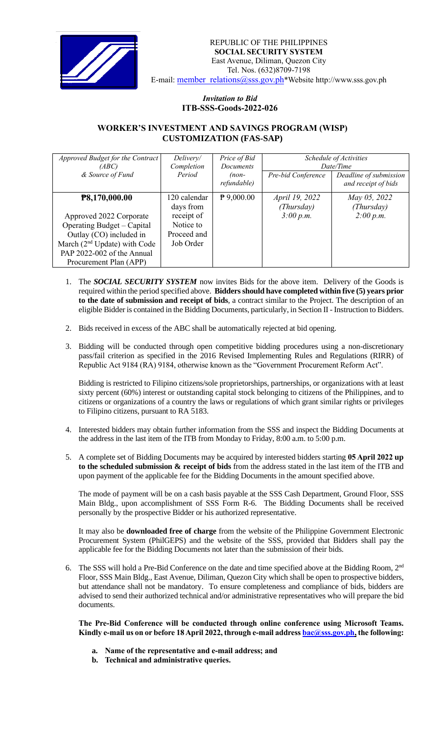REPUBLIC OF THE PHILIPPINES
**SOCIAL SECURITY SYSTEM**
East Avenue, Diliman, Quezon City
Tel. Nos. (632)8709-7198
E-mail: member_relations@sss.gov.ph*Website http://www.sss.gov.ph

***Invitation to Bid***
**ITB-SSS-Goods-2022-026**

## WORKER'S INVESTMENT AND SAVINGS PROGRAM (WISP) CUSTOMIZATION (FAS-SAP)

| *Approved Budget for the Contract (ABC) & Source of Fund* | *Delivery/ Completion Period* | *Price of Bid Documents (non-refundable)* | *Schedule of Activities Date/Time* | |
|---|---|---|---|---|
| | | | *Pre-bid Conference* | *Deadline of submission and receipt of bids* |
| **₱8,170,000.00**<br><br>Approved 2022 Corporate Operating Budget – Capital Outlay (CO) included in March (2nd Update) with Code PAP 2022-002 of the Annual Procurement Plan (APP) | 120 calendar days from receipt of Notice to Proceed and Job Order | ₱ 9,000.00 | *April 19, 2022 (Thursday) 3:00 p.m.* | *May 05, 2022 (Thursday) 2:00 p.m.* |

1. The ***SOCIAL SECURITY SYSTEM*** now invites Bids for the above item. Delivery of the Goods is required within the period specified above. **Bidders should have completed within five (5) years prior to the date of submission and receipt of bids**, a contract similar to the Project. The description of an eligible Bidder is contained in the Bidding Documents, particularly, in Section II - Instruction to Bidders.

2. Bids received in excess of the ABC shall be automatically rejected at bid opening.

3. Bidding will be conducted through open competitive bidding procedures using a non-discretionary pass/fail criterion as specified in the 2016 Revised Implementing Rules and Regulations (RIRR) of Republic Act 9184 (RA) 9184, otherwise known as the "Government Procurement Reform Act".

   Bidding is restricted to Filipino citizens/sole proprietorships, partnerships, or organizations with at least sixty percent (60%) interest or outstanding capital stock belonging to citizens of the Philippines, and to citizens or organizations of a country the laws or regulations of which grant similar rights or privileges to Filipino citizens, pursuant to RA 5183.

4. Interested bidders may obtain further information from the SSS and inspect the Bidding Documents at the address in the last item of the ITB from Monday to Friday, 8:00 a.m. to 5:00 p.m.

5. A complete set of Bidding Documents may be acquired by interested bidders starting **05 April 2022 up to the scheduled submission & receipt of bids** from the address stated in the last item of the ITB and upon payment of the applicable fee for the Bidding Documents in the amount specified above.

   The mode of payment will be on a cash basis payable at the SSS Cash Department, Ground Floor, SSS Main Bldg., upon accomplishment of SSS Form R-6. The Bidding Documents shall be received personally by the prospective Bidder or his authorized representative.

   It may also be **downloaded free of charge** from the website of the Philippine Government Electronic Procurement System (PhilGEPS) and the website of the SSS, provided that Bidders shall pay the applicable fee for the Bidding Documents not later than the submission of their bids.

6. The SSS will hold a Pre-Bid Conference on the date and time specified above at the Bidding Room, 2nd Floor, SSS Main Bldg., East Avenue, Diliman, Quezon City which shall be open to prospective bidders, but attendance shall not be mandatory. To ensure completeness and compliance of bids, bidders are advised to send their authorized technical and/or administrative representatives who will prepare the bid documents.

   **The Pre-Bid Conference will be conducted through online conference using Microsoft Teams. Kindly e-mail us on or before 18 April 2022, through e-mail address bac@sss.gov.ph, the following:**

   a. **Name of the representative and e-mail address; and**
   b. **Technical and administrative queries.**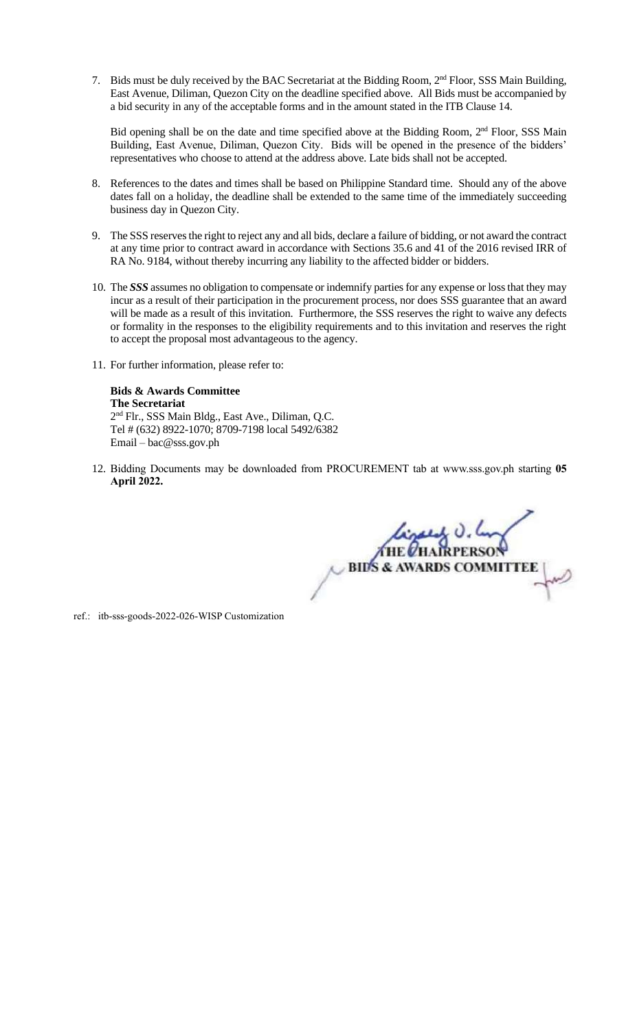7. Bids must be duly received by the BAC Secretariat at the Bidding Room, 2nd Floor, SSS Main Building, East Avenue, Diliman, Quezon City on the deadline specified above. All Bids must be accompanied by a bid security in any of the acceptable forms and in the amount stated in the ITB Clause 14.

   Bid opening shall be on the date and time specified above at the Bidding Room, 2nd Floor, SSS Main Building, East Avenue, Diliman, Quezon City. Bids will be opened in the presence of the bidders' representatives who choose to attend at the address above. Late bids shall not be accepted.

8. References to the dates and times shall be based on Philippine Standard time. Should any of the above dates fall on a holiday, the deadline shall be extended to the same time of the immediately succeeding business day in Quezon City.

9. The SSS reserves the right to reject any and all bids, declare a failure of bidding, or not award the contract at any time prior to contract award in accordance with Sections 35.6 and 41 of the 2016 revised IRR of RA No. 9184, without thereby incurring any liability to the affected bidder or bidders.

10. The ***SSS*** assumes no obligation to compensate or indemnify parties for any expense or loss that they may incur as a result of their participation in the procurement process, nor does SSS guarantee that an award will be made as a result of this invitation. Furthermore, the SSS reserves the right to waive any defects or formality in the responses to the eligibility requirements and to this invitation and reserves the right to accept the proposal most advantageous to the agency.

11. For further information, please refer to:

    **Bids & Awards Committee**
    **The Secretariat**
    2nd Flr., SSS Main Bldg., East Ave., Diliman, Q.C.
    Tel # (632) 8922-1070; 8709-7198 local 5492/6382
    Email – bac@sss.gov.ph

12. Bidding Documents may be downloaded from PROCUREMENT tab at www.sss.gov.ph starting **05 April 2022.**

**THE CHAIRPERSON**
**BIDS & AWARDS COMMITTEE**

ref.: itb-sss-goods-2022-026-WISP Customization